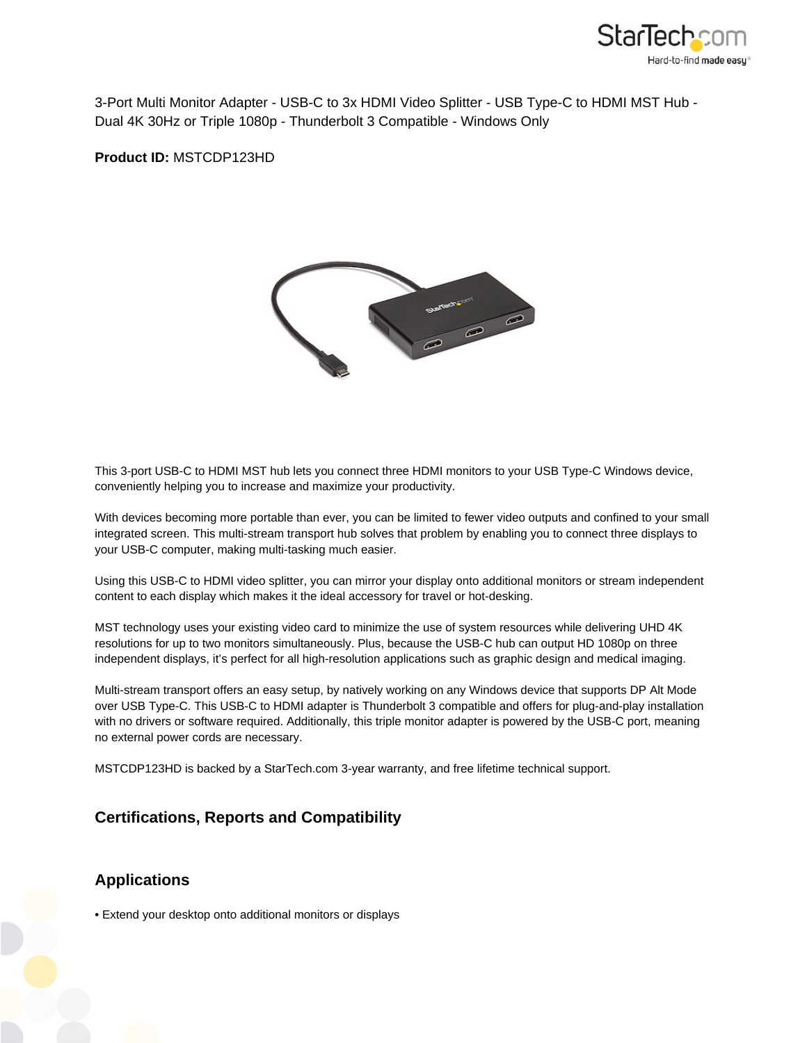3-Port Multi Monitor Adapter - USB-C to 3x HDMI Video Splitter - USB Type-C to HDMI MST Hub - Dual 4K 30Hz or Triple 1080p - Thunderbolt 3 Compatible - Windows Only

**Product ID:** MSTCDP123HD

This 3-port USB-C to HDMI MST hub lets you connect three HDMI monitors to your USB Type-C Windows device, conveniently helping you to increase and maximize your productivity.

With devices becoming more portable than ever, you can be limited to fewer video outputs and confined to your small integrated screen. This multi-stream transport hub solves that problem by enabling you to connect three displays to your USB-C computer, making multi-tasking much easier.

Using this USB-C to HDMI video splitter, you can mirror your display onto additional monitors or stream independent content to each display which makes it the ideal accessory for travel or hot-desking.

MST technology uses your existing video card to minimize the use of system resources while delivering UHD 4K resolutions for up to two monitors simultaneously. Plus, because the USB-C hub can output HD 1080p on three independent displays, it's perfect for all high-resolution applications such as graphic design and medical imaging.

Multi-stream transport offers an easy setup, by natively working on any Windows device that supports DP Alt Mode over USB Type-C. This USB-C to HDMI adapter is Thunderbolt 3 compatible and offers for plug-and-play installation with no drivers or software required. Additionally, this triple monitor adapter is powered by the USB-C port, meaning no external power cords are necessary.

MSTCDP123HD is backed by a StarTech.com 3-year warranty, and free lifetime technical support.

## Certifications, Reports and Compatibility

## Applications

• Extend your desktop onto additional monitors or displays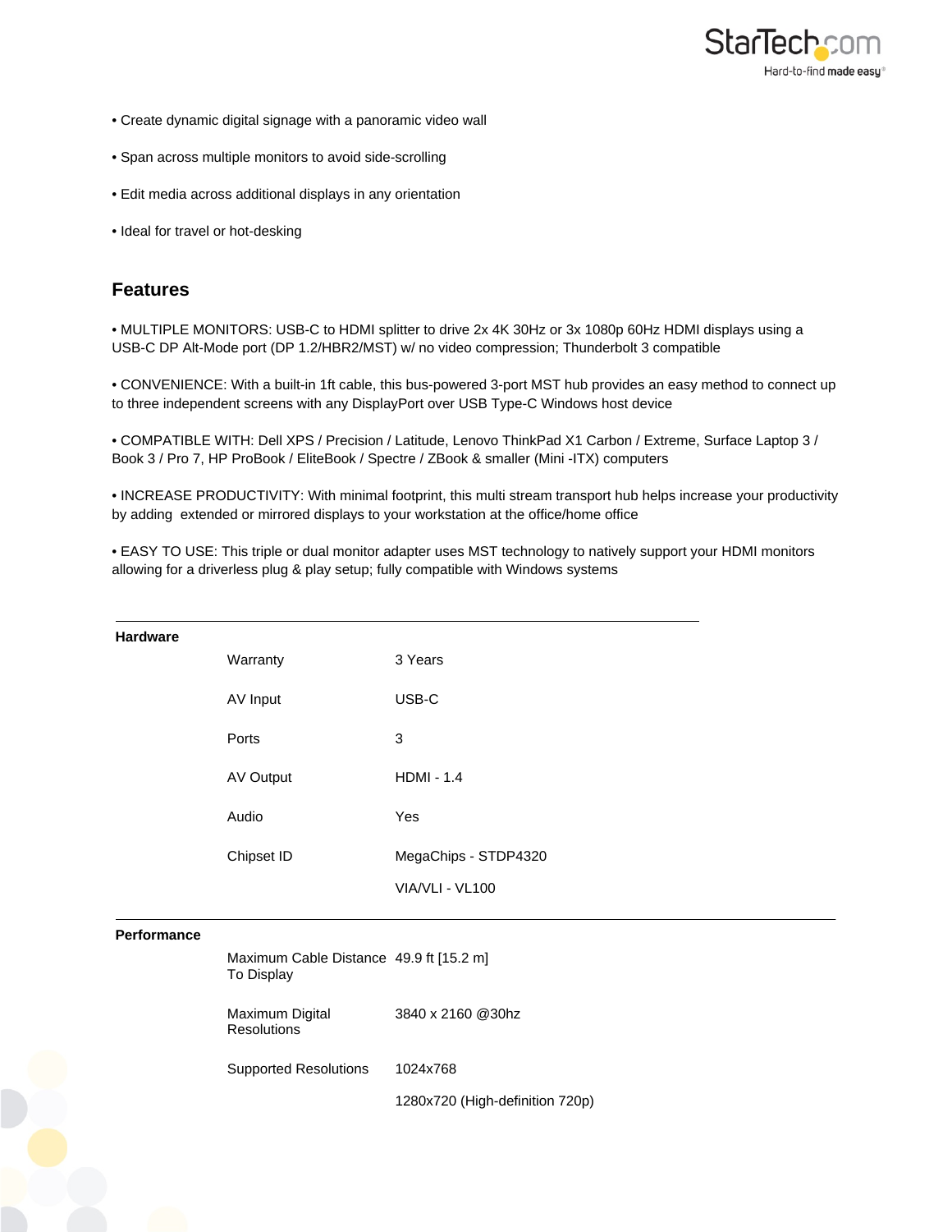• Create dynamic digital signage with a panoramic video wall

• Span across multiple monitors to avoid side-scrolling

• Edit media across additional displays in any orientation

• Ideal for travel or hot-desking

## Features

• MULTIPLE MONITORS: USB-C to HDMI splitter to drive 2x 4K 30Hz or 3x 1080p 60Hz HDMI displays using a USB-C DP Alt-Mode port (DP 1.2/HBR2/MST) w/ no video compression; Thunderbolt 3 compatible

• CONVENIENCE: With a built-in 1ft cable, this bus-powered 3-port MST hub provides an easy method to connect up to three independent screens with any DisplayPort over USB Type-C Windows host device

• COMPATIBLE WITH: Dell XPS / Precision / Latitude, Lenovo ThinkPad X1 Carbon / Extreme, Surface Laptop 3 / Book 3 / Pro 7, HP ProBook / EliteBook / Spectre / ZBook & smaller (Mini -ITX) computers

• INCREASE PRODUCTIVITY: With minimal footprint, this multi stream transport hub helps increase your productivity by adding extended or mirrored displays to your workstation at the office/home office

• EASY TO USE: This triple or dual monitor adapter uses MST technology to natively support your HDMI monitors allowing for a driverless plug & play setup; fully compatible with Windows systems

| | | |
|---|---|---|
| **Hardware** | Warranty | 3 Years |
| | AV Input | USB-C |
| | Ports | 3 |
| | AV Output | HDMI - 1.4 |
| | Audio | Yes |
| | Chipset ID | MegaChips - STDP4320 |
| | | VIA/VLI - VL100 |
| **Performance** | Maximum Cable Distance To Display | 49.9 ft [15.2 m] |
| | Maximum Digital Resolutions | 3840 x 2160 @30hz |
| | Supported Resolutions | 1024x768 |
| | | 1280x720 (High-definition 720p) |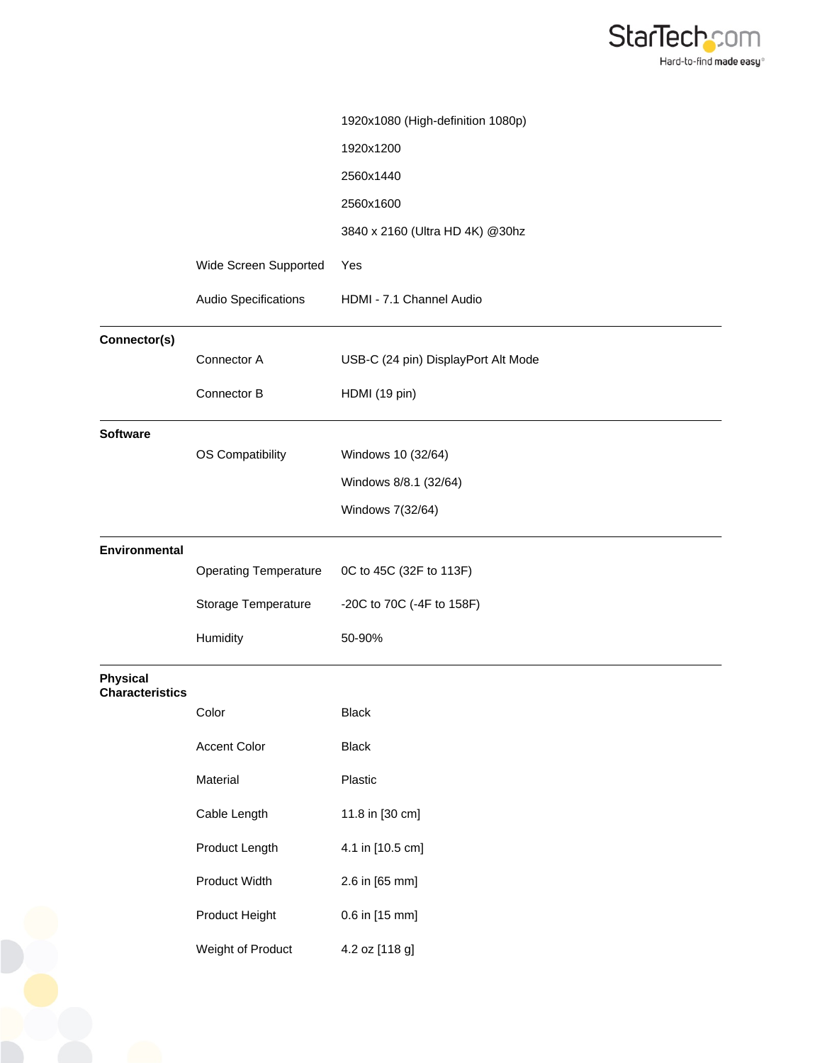| | | |
|---|---|---|
| | | 1920x1080 (High-definition 1080p) |
| | | 1920x1200 |
| | | 2560x1440 |
| | | 2560x1600 |
| | | 3840 x 2160 (Ultra HD 4K) @30hz |
| | Wide Screen Supported | Yes |
| | Audio Specifications | HDMI - 7.1 Channel Audio |
| **Connector(s)** | | |
| | Connector A | USB-C (24 pin) DisplayPort Alt Mode |
| | Connector B | HDMI (19 pin) |
| **Software** | | |
| | OS Compatibility | Windows 10 (32/64) |
| | | Windows 8/8.1 (32/64) |
| | | Windows 7(32/64) |
| **Environmental** | | |
| | Operating Temperature | 0C to 45C (32F to 113F) |
| | Storage Temperature | -20C to 70C (-4F to 158F) |
| | Humidity | 50-90% |
| **Physical Characteristics** | | |
| | Color | Black |
| | Accent Color | Black |
| | Material | Plastic |
| | Cable Length | 11.8 in [30 cm] |
| | Product Length | 4.1 in [10.5 cm] |
| | Product Width | 2.6 in [65 mm] |
| | Product Height | 0.6 in [15 mm] |
| | Weight of Product | 4.2 oz [118 g] |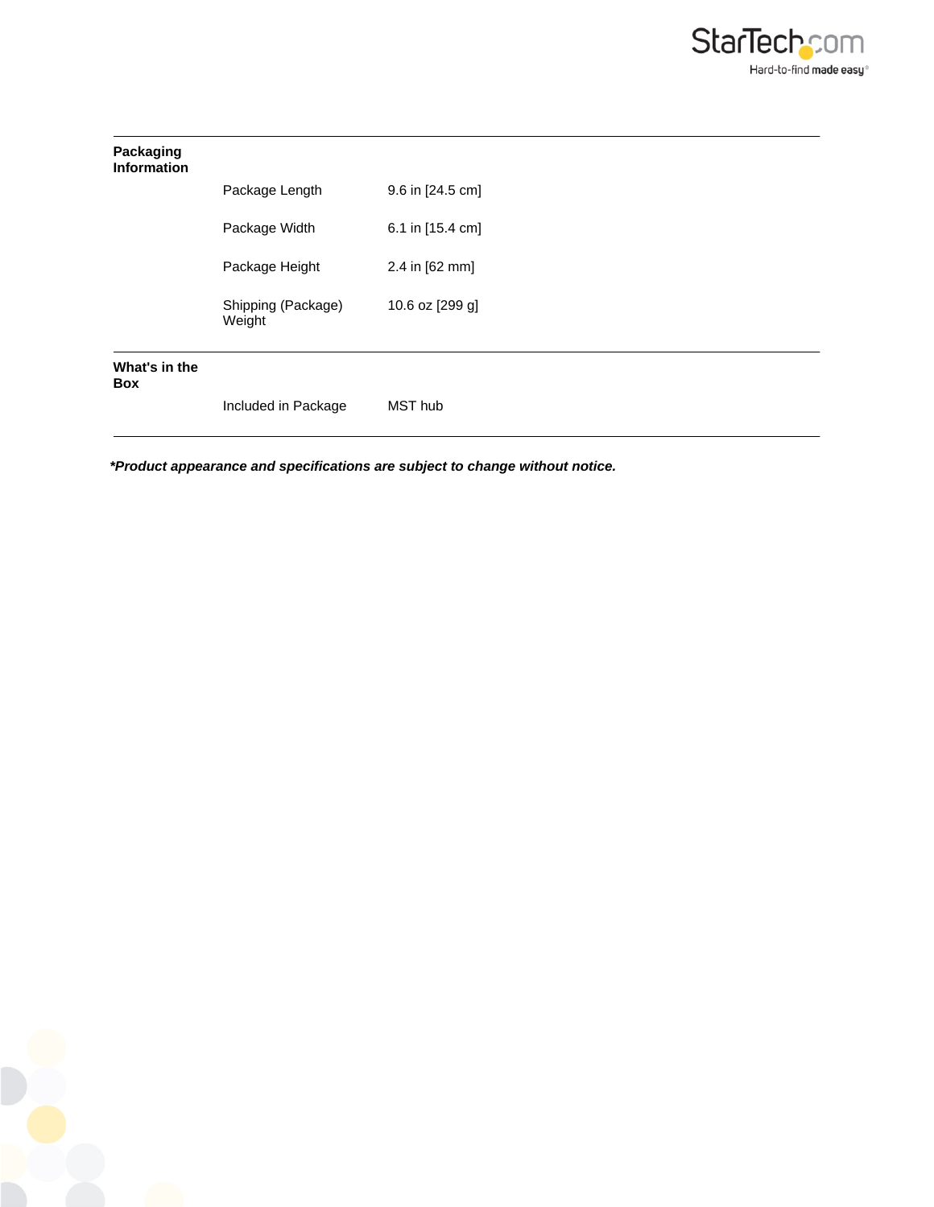| | | |
|---|---|---|
| **Packaging Information** | | |
| | Package Length | 9.6 in [24.5 cm] |
| | Package Width | 6.1 in [15.4 cm] |
| | Package Height | 2.4 in [62 mm] |
| | Shipping (Package) Weight | 10.6 oz [299 g] |
| **What's in the Box** | | |
| | Included in Package | MST hub |

***Product appearance and specifications are subject to change without notice.***